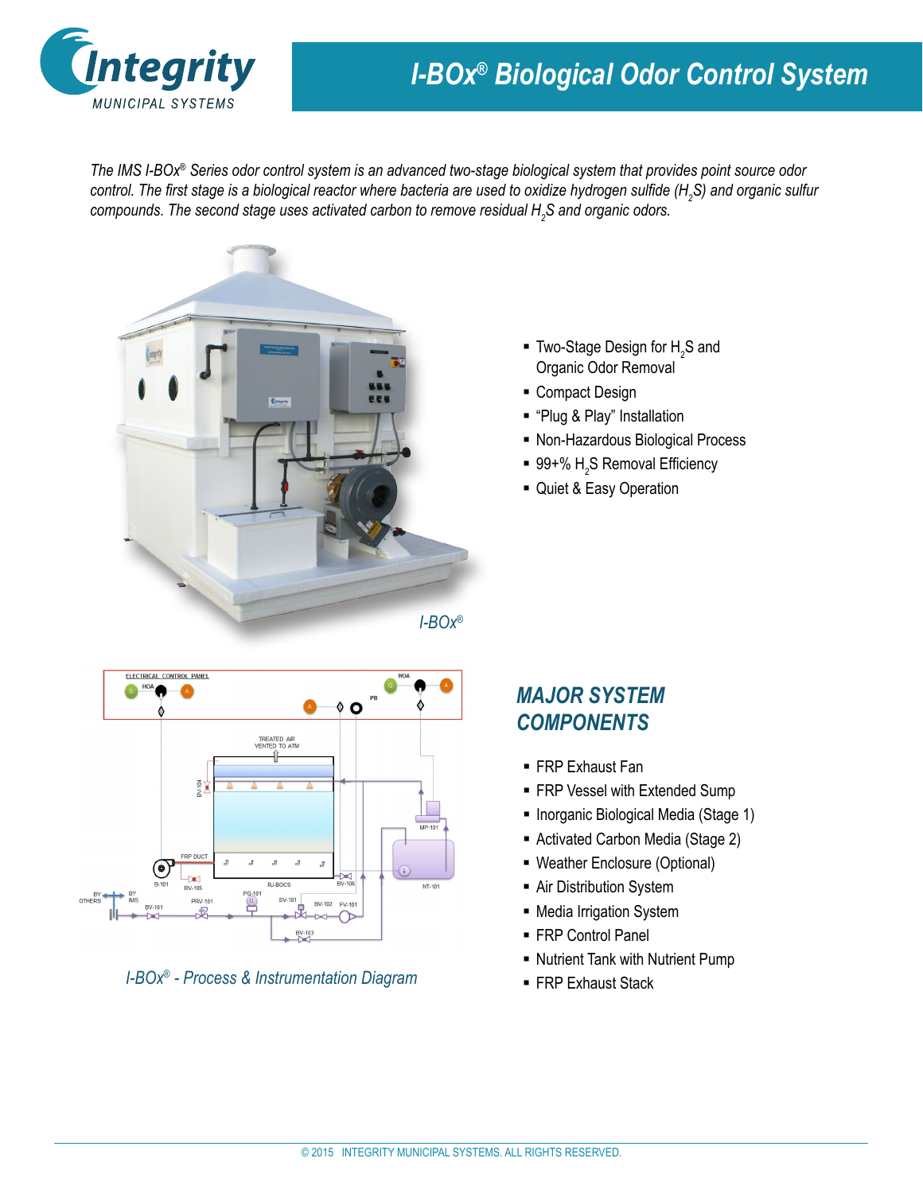# I-BOx® Biological Odor Control System

*The IMS I-BOx® Series odor control system is an advanced two-stage biological system that provides point source odor control. The first stage is a biological reactor where bacteria are used to oxidize hydrogen sulfide ($H_2S$) and organic sulfur compounds. The second stage uses activated carbon to remove residual $H_2S$ and organic odors.*

- Two-Stage Design for $H_2S$ and Organic Odor Removal
- Compact Design
- "Plug & Play" Installation
- Non-Hazardous Biological Process
- 99+% $H_2S$ Removal Efficiency
- Quiet & Easy Operation

*I-BOx®*

*I-BOx® - Process & Instrumentation Diagram*

## MAJOR SYSTEM COMPONENTS

- FRP Exhaust Fan
- FRP Vessel with Extended Sump
- Inorganic Biological Media (Stage 1)
- Activated Carbon Media (Stage 2)
- Weather Enclosure (Optional)
- Air Distribution System
- Media Irrigation System
- FRP Control Panel
- Nutrient Tank with Nutrient Pump
- FRP Exhaust Stack

© 2015 INTEGRITY MUNICIPAL SYSTEMS. ALL RIGHTS RESERVED.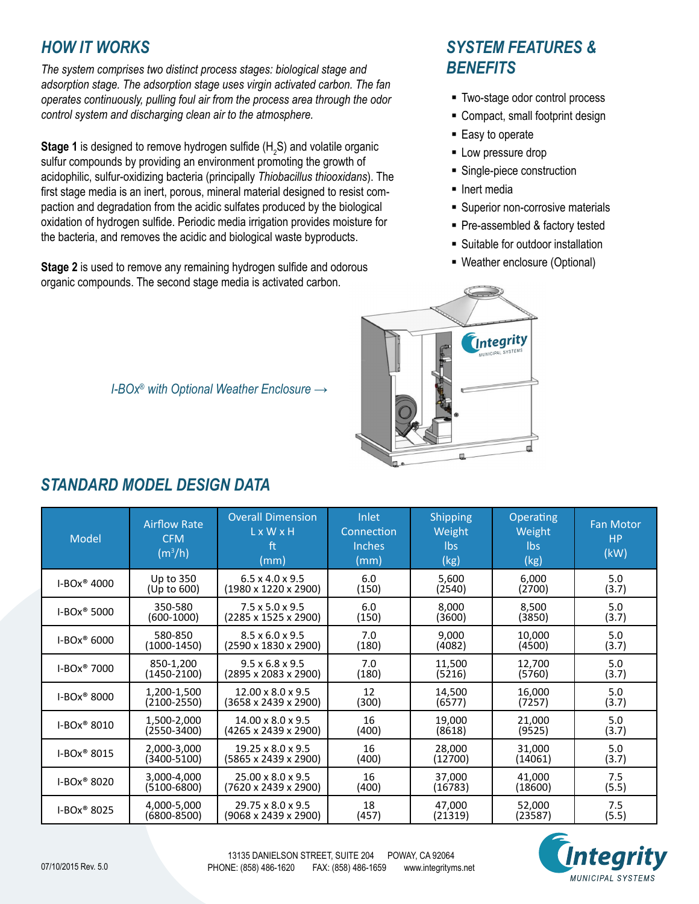## *HOW IT WORKS*

*The system comprises two distinct process stages: biological stage and adsorption stage. The adsorption stage uses virgin activated carbon. The fan operates continuously, pulling foul air from the process area through the odor control system and discharging clean air to the atmosphere.*

**Stage 1** is designed to remove hydrogen sulfide ($H_2S$) and volatile organic sulfur compounds by providing an environment promoting the growth of acidophilic, sulfur-oxidizing bacteria (principally *Thiobacillus thiooxidans*). The first stage media is an inert, porous, mineral material designed to resist compaction and degradation from the acidic sulfates produced by the biological oxidation of hydrogen sulfide. Periodic media irrigation provides moisture for the bacteria, and removes the acidic and biological waste byproducts.

**Stage 2** is used to remove any remaining hydrogen sulfide and odorous organic compounds. The second stage media is activated carbon.

## *SYSTEM FEATURES & BENEFITS*

- Two-stage odor control process
- Compact, small footprint design
- Easy to operate
- Low pressure drop
- Single-piece construction
- Inert media
- Superior non-corrosive materials
- Pre-assembled & factory tested
- Suitable for outdoor installation
- Weather enclosure (Optional)

*I-BOx® with Optional Weather Enclosure →*

## *STANDARD MODEL DESIGN DATA*

| Model | Airflow Rate CFM ($m^3$/h) | Overall Dimension L x W x H ft (mm) | Inlet Connection Inches (mm) | Shipping Weight lbs (kg) | Operating Weight lbs (kg) | Fan Motor HP (kW) |
|---|---|---|---|---|---|---|
| I-BOx® 4000 | Up to 350 (Up to 600) | 6.5 x 4.0 x 9.5 (1980 x 1220 x 2900) | 6.0 (150) | 5,600 (2540) | 6,000 (2700) | 5.0 (3.7) |
| I-BOx® 5000 | 350-580 (600-1000) | 7.5 x 5.0 x 9.5 (2285 x 1525 x 2900) | 6.0 (150) | 8,000 (3600) | 8,500 (3850) | 5.0 (3.7) |
| I-BOx® 6000 | 580-850 (1000-1450) | 8.5 x 6.0 x 9.5 (2590 x 1830 x 2900) | 7.0 (180) | 9,000 (4082) | 10,000 (4500) | 5.0 (3.7) |
| I-BOx® 7000 | 850-1,200 (1450-2100) | 9.5 x 6.8 x 9.5 (2895 x 2083 x 2900) | 7.0 (180) | 11,500 (5216) | 12,700 (5760) | 5.0 (3.7) |
| I-BOx® 8000 | 1,200-1,500 (2100-2550) | 12.00 x 8.0 x 9.5 (3658 x 2439 x 2900) | 12 (300) | 14,500 (6577) | 16,000 (7257) | 5.0 (3.7) |
| I-BOx® 8010 | 1,500-2,000 (2550-3400) | 14.00 x 8.0 x 9.5 (4265 x 2439 x 2900) | 16 (400) | 19,000 (8618) | 21,000 (9525) | 5.0 (3.7) |
| I-BOx® 8015 | 2,000-3,000 (3400-5100) | 19.25 x 8.0 x 9.5 (5865 x 2439 x 2900) | 16 (400) | 28,000 (12700) | 31,000 (14061) | 5.0 (3.7) |
| I-BOx® 8020 | 3,000-4,000 (5100-6800) | 25.00 x 8.0 x 9.5 (7620 x 2439 x 2900) | 16 (400) | 37,000 (16783) | 41,000 (18600) | 7.5 (5.5) |
| I-BOx® 8025 | 4,000-5,000 (6800-8500) | 29.75 x 8.0 x 9.5 (9068 x 2439 x 2900) | 18 (457) | 47,000 (21319) | 52,000 (23587) | 7.5 (5.5) |

07/10/2015 Rev. 5.0

13135 DANIELSON STREET, SUITE 204 POWAY, CA 92064
PHONE: (858) 486-1620 FAX: (858) 486-1659 www.integrityms.net

Integrity MUNICIPAL SYSTEMS